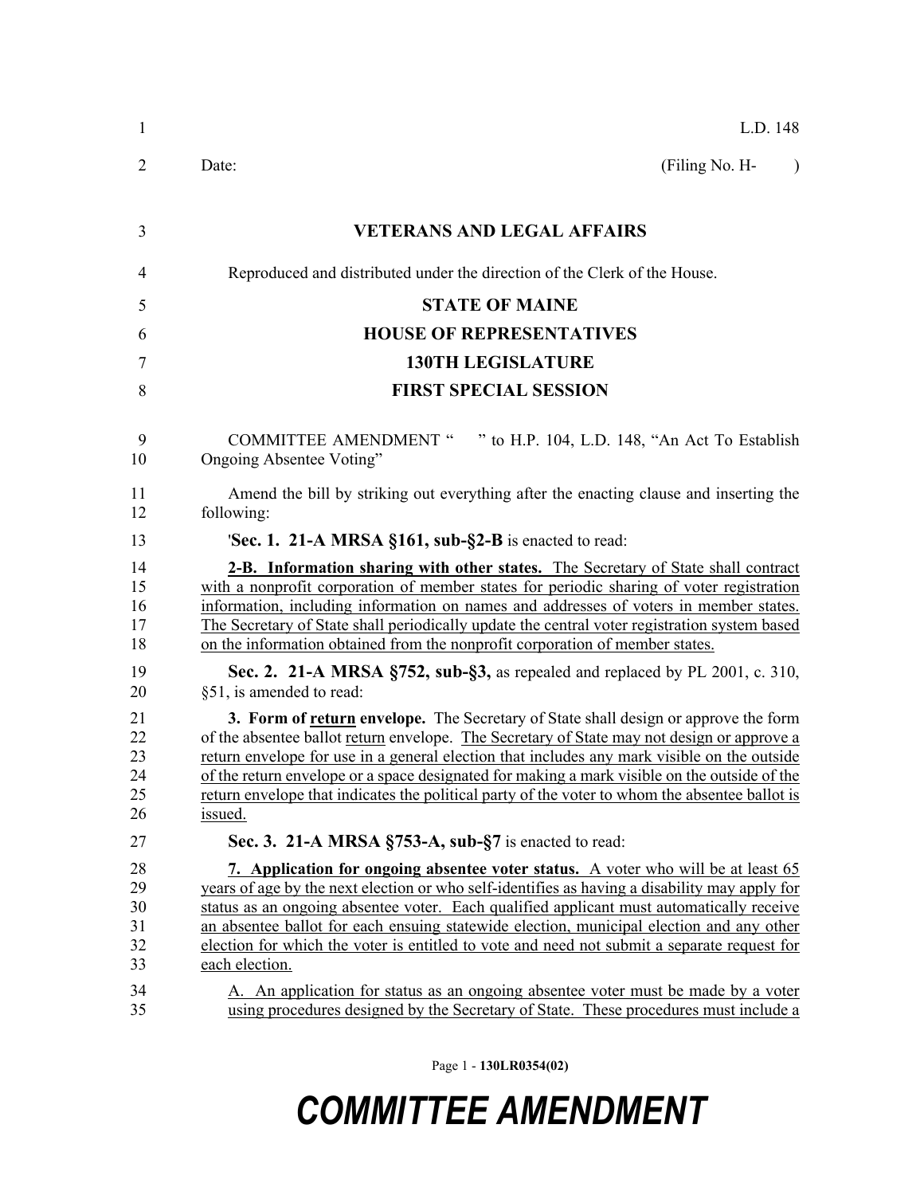L.D. 148

Date: (Filing No. H- )

## VETERANS AND LEGAL AFFAIRS

Reproduced and distributed under the direction of the Clerk of the House.

## STATE OF MAINE

## HOUSE OF REPRESENTATIVES

## 130TH LEGISLATURE

## FIRST SPECIAL SESSION

COMMITTEE AMENDMENT " " to H.P. 104, L.D. 148, "An Act To Establish Ongoing Absentee Voting"

Amend the bill by striking out everything after the enacting clause and inserting the following:

'**Sec. 1. 21-A MRSA §161, sub-§2-B** is enacted to read:

**2-B. Information sharing with other states.** The Secretary of State shall contract with a nonprofit corporation of member states for periodic sharing of voter registration information, including information on names and addresses of voters in member states. The Secretary of State shall periodically update the central voter registration system based on the information obtained from the nonprofit corporation of member states.

**Sec. 2. 21-A MRSA §752, sub-§3,** as repealed and replaced by PL 2001, c. 310, §51, is amended to read:

**3. Form of return envelope.** The Secretary of State shall design or approve the form of the absentee ballot return envelope. The Secretary of State may not design or approve a return envelope for use in a general election that includes any mark visible on the outside of the return envelope or a space designated for making a mark visible on the outside of the return envelope that indicates the political party of the voter to whom the absentee ballot is issued.

**Sec. 3. 21-A MRSA §753-A, sub-§7** is enacted to read:

**7. Application for ongoing absentee voter status.** A voter who will be at least 65 years of age by the next election or who self-identifies as having a disability may apply for status as an ongoing absentee voter. Each qualified applicant must automatically receive an absentee ballot for each ensuing statewide election, municipal election and any other election for which the voter is entitled to vote and need not submit a separate request for each election.

A. An application for status as an ongoing absentee voter must be made by a voter using procedures designed by the Secretary of State. These procedures must include a

# COMMITTEE AMENDMENT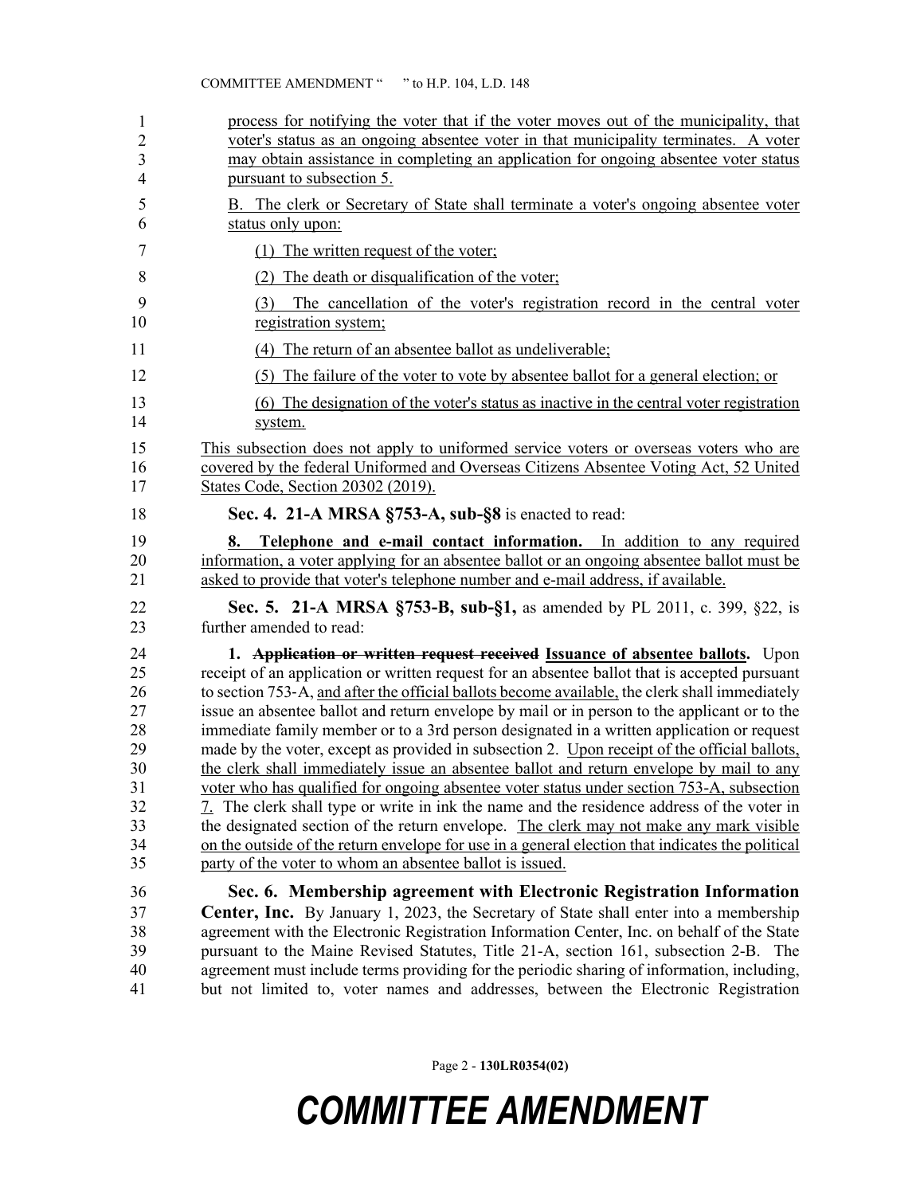process for notifying the voter that if the voter moves out of the municipality, that voter's status as an ongoing absentee voter in that municipality terminates. A voter may obtain assistance in completing an application for ongoing absentee voter status pursuant to subsection 5.

B. The clerk or Secretary of State shall terminate a voter's ongoing absentee voter status only upon:

(1) The written request of the voter;

(2) The death or disqualification of the voter;

(3) The cancellation of the voter's registration record in the central voter registration system;

(4) The return of an absentee ballot as undeliverable;

(5) The failure of the voter to vote by absentee ballot for a general election; or

(6) The designation of the voter's status as inactive in the central voter registration system.

This subsection does not apply to uniformed service voters or overseas voters who are covered by the federal Uniformed and Overseas Citizens Absentee Voting Act, 52 United States Code, Section 20302 (2019).

**Sec. 4. 21-A MRSA §753-A, sub-§8** is enacted to read:

**8. Telephone and e-mail contact information.** In addition to any required information, a voter applying for an absentee ballot or an ongoing absentee ballot must be asked to provide that voter's telephone number and e-mail address, if available.

**Sec. 5. 21-A MRSA §753-B, sub-§1,** as amended by PL 2011, c. 399, §22, is further amended to read:

**1. ~~Application or written request received~~ Issuance of absentee ballots.** Upon receipt of an application or written request for an absentee ballot that is accepted pursuant to section 753-A, and after the official ballots become available, the clerk shall immediately issue an absentee ballot and return envelope by mail or in person to the applicant or to the immediate family member or to a 3rd person designated in a written application or request made by the voter, except as provided in subsection 2. Upon receipt of the official ballots, the clerk shall immediately issue an absentee ballot and return envelope by mail to any voter who has qualified for ongoing absentee voter status under section 753-A, subsection 7. The clerk shall type or write in ink the name and the residence address of the voter in the designated section of the return envelope. The clerk may not make any mark visible on the outside of the return envelope for use in a general election that indicates the political party of the voter to whom an absentee ballot is issued.

**Sec. 6. Membership agreement with Electronic Registration Information Center, Inc.** By January 1, 2023, the Secretary of State shall enter into a membership agreement with the Electronic Registration Information Center, Inc. on behalf of the State pursuant to the Maine Revised Statutes, Title 21-A, section 161, subsection 2-B. The agreement must include terms providing for the periodic sharing of information, including, but not limited to, voter names and addresses, between the Electronic Registration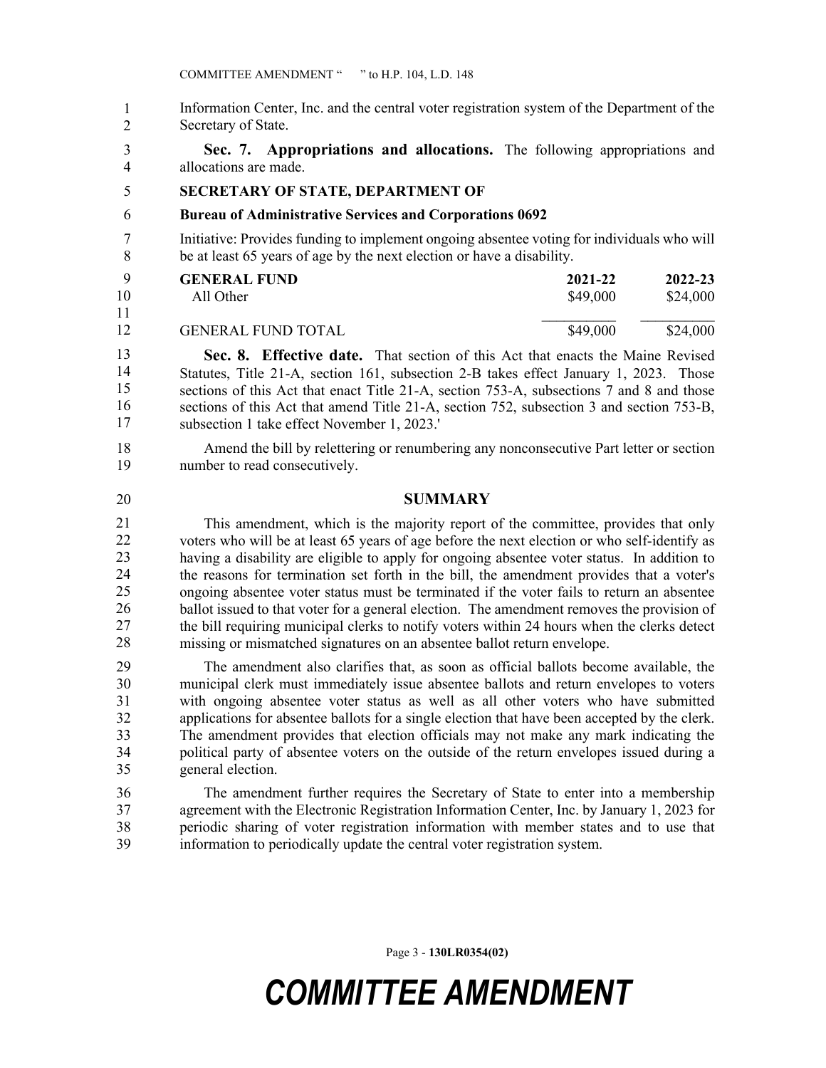Information Center, Inc. and the central voter registration system of the Department of the Secretary of State.

**Sec. 7. Appropriations and allocations.** The following appropriations and allocations are made.

**SECRETARY OF STATE, DEPARTMENT OF**

**Bureau of Administrative Services and Corporations 0692**

Initiative: Provides funding to implement ongoing absentee voting for individuals who will be at least 65 years of age by the next election or have a disability.

| GENERAL FUND | 2021-22 | 2022-23 |
|---|---|---|
| All Other | $49,000 | $24,000 |
| GENERAL FUND TOTAL | $49,000 | $24,000 |

**Sec. 8. Effective date.** That section of this Act that enacts the Maine Revised Statutes, Title 21-A, section 161, subsection 2-B takes effect January 1, 2023. Those sections of this Act that enact Title 21-A, section 753-A, subsections 7 and 8 and those sections of this Act that amend Title 21-A, section 752, subsection 3 and section 753-B, subsection 1 take effect November 1, 2023.'

Amend the bill by relettering or renumbering any nonconsecutive Part letter or section number to read consecutively.

## SUMMARY

This amendment, which is the majority report of the committee, provides that only voters who will be at least 65 years of age before the next election or who self-identify as having a disability are eligible to apply for ongoing absentee voter status. In addition to the reasons for termination set forth in the bill, the amendment provides that a voter's ongoing absentee voter status must be terminated if the voter fails to return an absentee ballot issued to that voter for a general election. The amendment removes the provision of the bill requiring municipal clerks to notify voters within 24 hours when the clerks detect missing or mismatched signatures on an absentee ballot return envelope.

The amendment also clarifies that, as soon as official ballots become available, the municipal clerk must immediately issue absentee ballots and return envelopes to voters with ongoing absentee voter status as well as all other voters who have submitted applications for absentee ballots for a single election that have been accepted by the clerk. The amendment provides that election officials may not make any mark indicating the political party of absentee voters on the outside of the return envelopes issued during a general election.

The amendment further requires the Secretary of State to enter into a membership agreement with the Electronic Registration Information Center, Inc. by January 1, 2023 for periodic sharing of voter registration information with member states and to use that information to periodically update the central voter registration system.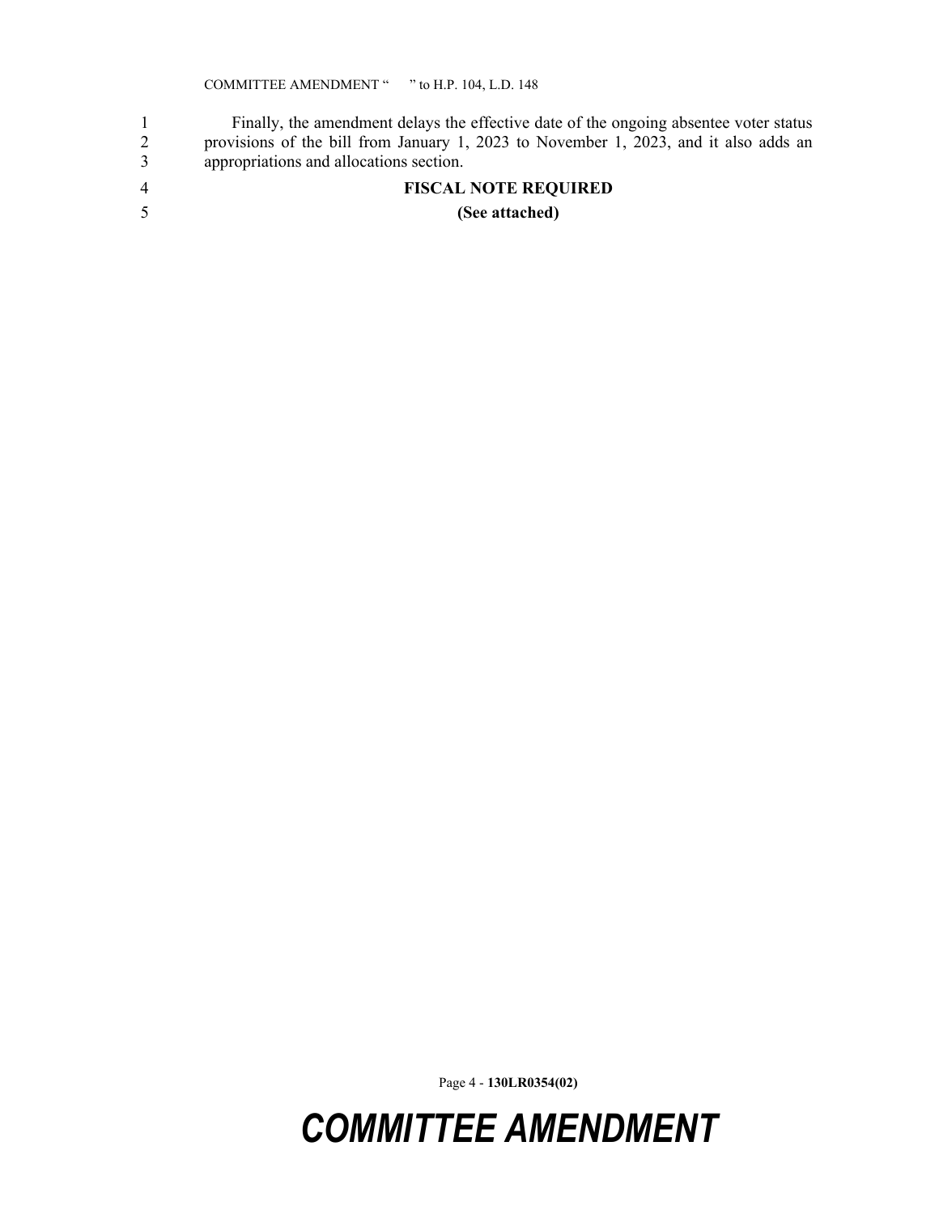Finally, the amendment delays the effective date of the ongoing absentee voter status provisions of the bill from January 1, 2023 to November 1, 2023, and it also adds an appropriations and allocations section.

**FISCAL NOTE REQUIRED**

**(See attached)**